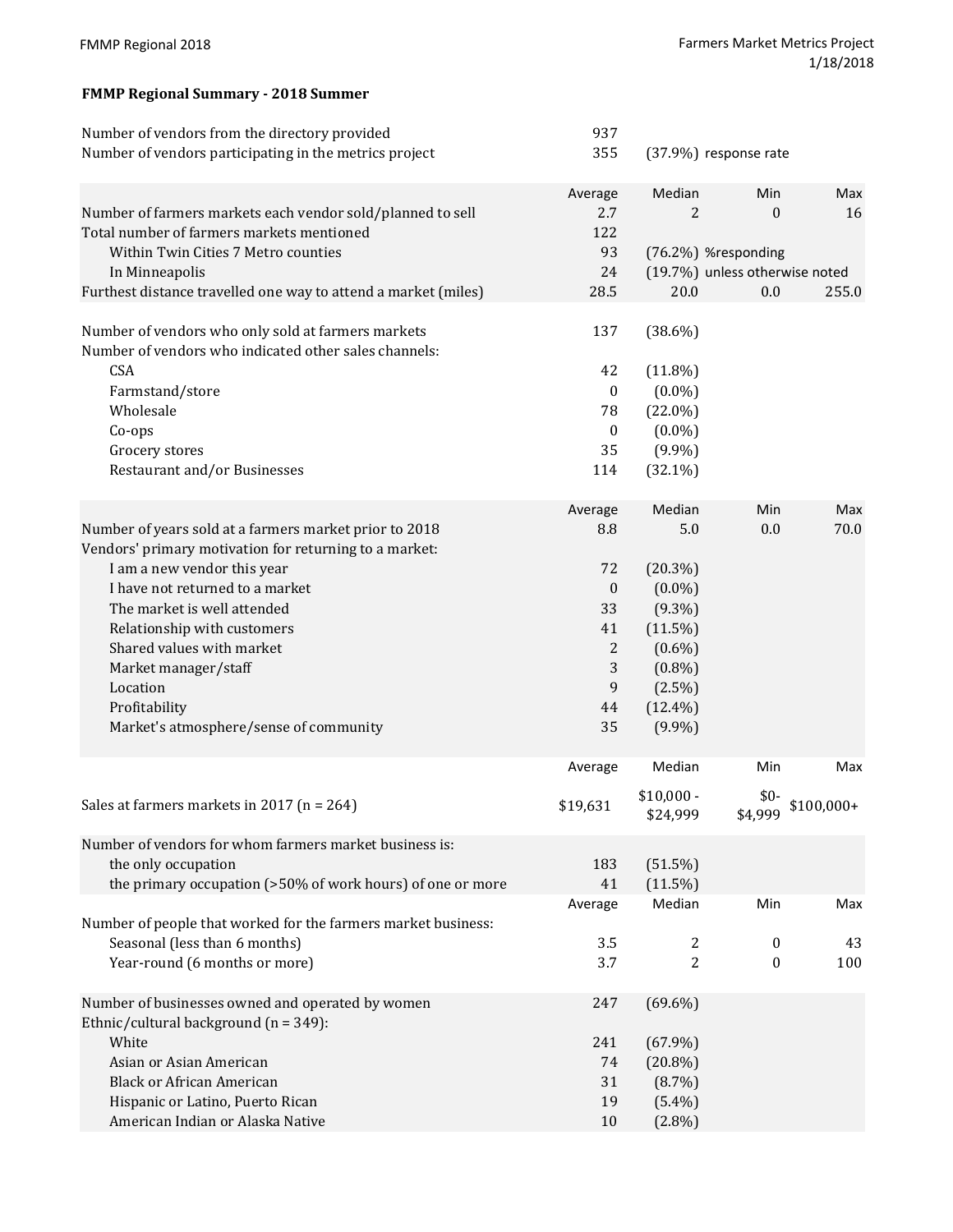**FMMP Regional Summary - 2018 Summer**

| | | | | |
|---|---|---|---|---|
| Number of vendors from the directory provided | 937 | | | |
| Number of vendors participating in the metrics project | 355 | (37.9%) response rate | | |

| | Average | Median | Min | Max |
|---|---|---|---|---|
| Number of farmers markets each vendor sold/planned to sell | 2.7 | 2 | 0 | 16 |
| Total number of farmers markets mentioned | 122 | | | |
| Within Twin Cities 7 Metro counties | 93 | (76.2%) %responding | | |
| In Minneapolis | 24 | (19.7%) unless otherwise noted | | |
| Furthest distance travelled one way to attend a market (miles) | 28.5 | 20.0 | 0.0 | 255.0 |

| | | |
|---|---|---|
| Number of vendors who only sold at farmers markets | 137 | (38.6%) |
| Number of vendors who indicated other sales channels: | | |
| CSA | 42 | (11.8%) |
| Farmstand/store | 0 | (0.0%) |
| Wholesale | 78 | (22.0%) |
| Co-ops | 0 | (0.0%) |
| Grocery stores | 35 | (9.9%) |
| Restaurant and/or Businesses | 114 | (32.1%) |

| | Average | Median | Min | Max |
|---|---|---|---|---|
| Number of years sold at a farmers market prior to 2018 | 8.8 | 5.0 | 0.0 | 70.0 |
| Vendors' primary motivation for returning to a market: | | | | |
| I am a new vendor this year | 72 | (20.3%) | | |
| I have not returned to a market | 0 | (0.0%) | | |
| The market is well attended | 33 | (9.3%) | | |
| Relationship with customers | 41 | (11.5%) | | |
| Shared values with market | 2 | (0.6%) | | |
| Market manager/staff | 3 | (0.8%) | | |
| Location | 9 | (2.5%) | | |
| Profitability | 44 | (12.4%) | | |
| Market's atmosphere/sense of community | 35 | (9.9%) | | |

| | Average | Median | Min | Max |
|---|---|---|---|---|
| Sales at farmers markets in 2017 (n = 264) | $19,631 | $10,000 - $24,999 | $0-$4,999 | $100,000+ |

| | | |
|---|---|---|
| Number of vendors for whom farmers market business is: | | |
| the only occupation | 183 | (51.5%) |
| the primary occupation (>50% of work hours) of one or more | 41 | (11.5%) |

| | Average | Median | Min | Max |
|---|---|---|---|---|
| Number of people that worked for the farmers market business: | | | | |
| Seasonal (less than 6 months) | 3.5 | 2 | 0 | 43 |
| Year-round (6 months or more) | 3.7 | 2 | 0 | 100 |

| | | |
|---|---|---|
| Number of businesses owned and operated by women | 247 | (69.6%) |
| Ethnic/cultural background (n = 349): | | |
| White | 241 | (67.9%) |
| Asian or Asian American | 74 | (20.8%) |
| Black or African American | 31 | (8.7%) |
| Hispanic or Latino, Puerto Rican | 19 | (5.4%) |
| American Indian or Alaska Native | 10 | (2.8%) |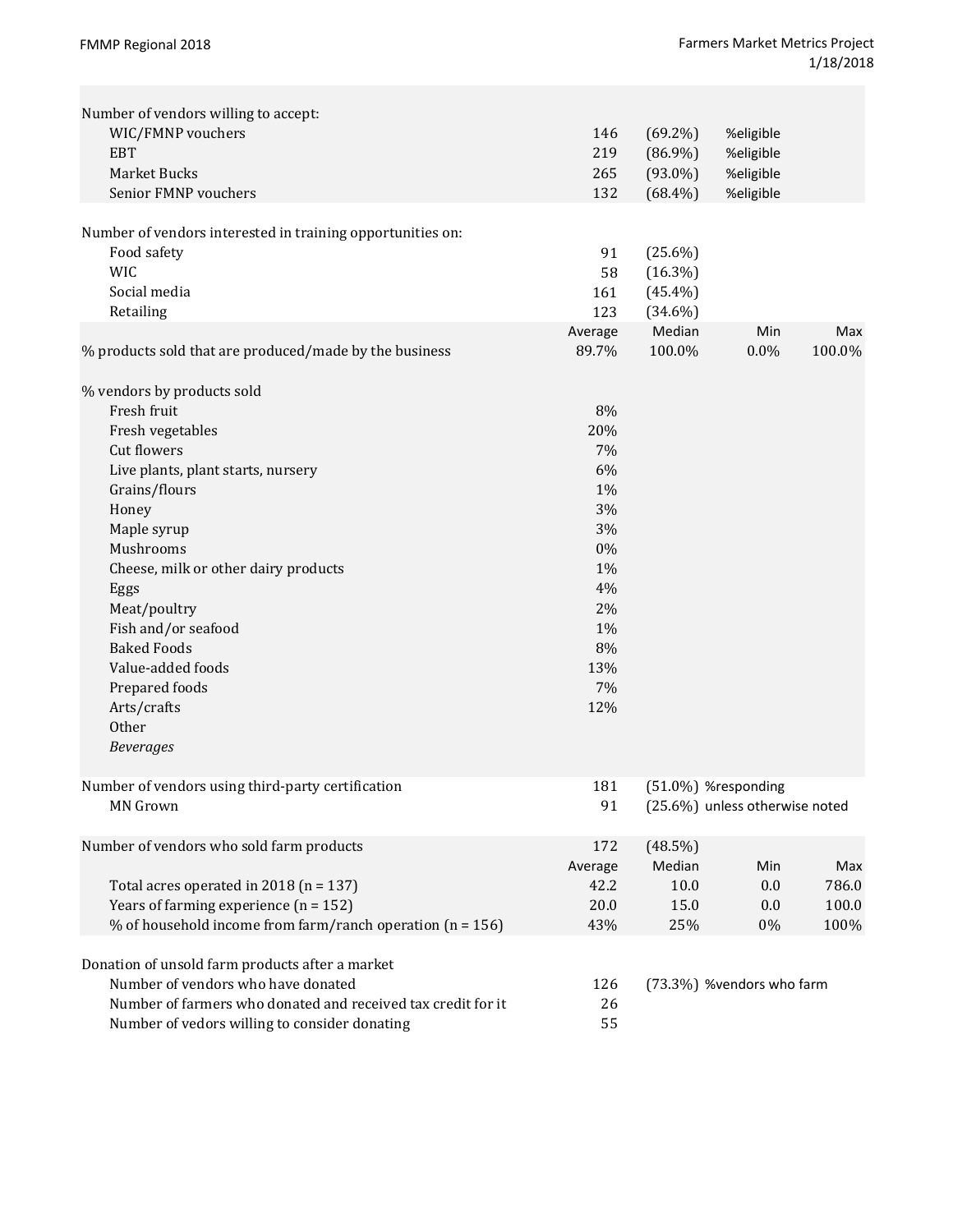| | | | | |
|---|---|---|---|---|
| Number of vendors willing to accept: | | | | |
| WIC/FMNP vouchers | 146 | (69.2%) | %eligible | |
| EBT | 219 | (86.9%) | %eligible | |
| Market Bucks | 265 | (93.0%) | %eligible | |
| Senior FMNP vouchers | 132 | (68.4%) | %eligible | |
| | | | | |
| Number of vendors interested in training opportunities on: | | | | |
| Food safety | 91 | (25.6%) | | |
| WIC | 58 | (16.3%) | | |
| Social media | 161 | (45.4%) | | |
| Retailing | 123 | (34.6%) | | |
| | Average | Median | Min | Max |
| % products sold that are produced/made by the business | 89.7% | 100.0% | 0.0% | 100.0% |
| | | | | |
| % vendors by products sold | | | | |
| Fresh fruit | 8% | | | |
| Fresh vegetables | 20% | | | |
| Cut flowers | 7% | | | |
| Live plants, plant starts, nursery | 6% | | | |
| Grains/flours | 1% | | | |
| Honey | 3% | | | |
| Maple syrup | 3% | | | |
| Mushrooms | 0% | | | |
| Cheese, milk or other dairy products | 1% | | | |
| Eggs | 4% | | | |
| Meat/poultry | 2% | | | |
| Fish and/or seafood | 1% | | | |
| Baked Foods | 8% | | | |
| Value-added foods | 13% | | | |
| Prepared foods | 7% | | | |
| Arts/crafts | 12% | | | |
| Other | | | | |
| *Beverages* | | | | |
| | | | | |
| Number of vendors using third-party certification | 181 | (51.0%) %responding | | |
| MN Grown | 91 | (25.6%) unless otherwise noted | | |
| | | | | |
| Number of vendors who sold farm products | 172 | (48.5%) | | |
| | Average | Median | Min | Max |
| Total acres operated in 2018 (n = 137) | 42.2 | 10.0 | 0.0 | 786.0 |
| Years of farming experience (n = 152) | 20.0 | 15.0 | 0.0 | 100.0 |
| % of household income from farm/ranch operation (n = 156) | 43% | 25% | 0% | 100% |
| | | | | |
| Donation of unsold farm products after a market | | | | |
| Number of vendors who have donated | 126 | (73.3%) %vendors who farm | | |
| Number of farmers who donated and received tax credit for it | 26 | | | |
| Number of vedors willing to consider donating | 55 | | | |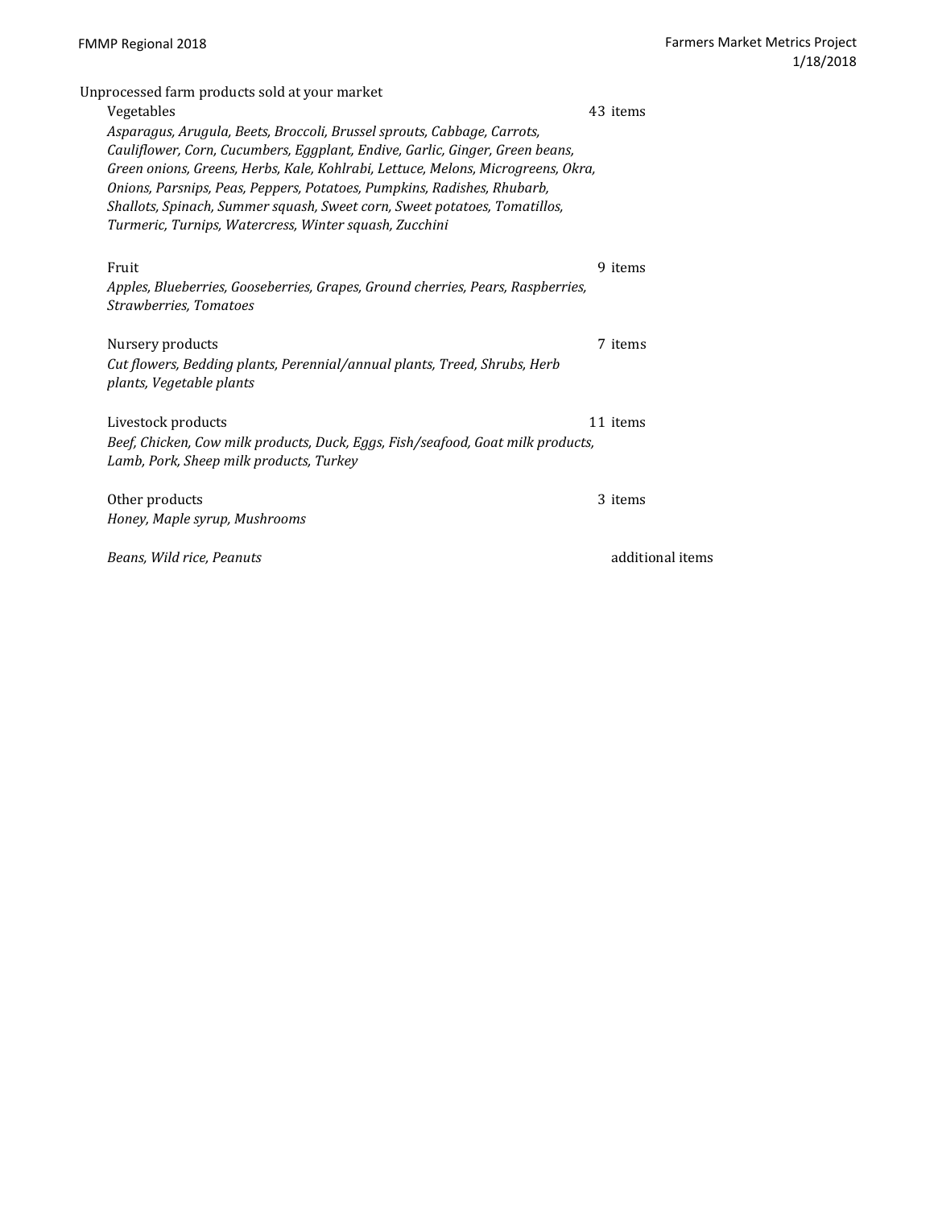Unprocessed farm products sold at your market

Vegetables — 43 items

*Asparagus, Arugula, Beets, Broccoli, Brussel sprouts, Cabbage, Carrots, Cauliflower, Corn, Cucumbers, Eggplant, Endive, Garlic, Ginger, Green beans, Green onions, Greens, Herbs, Kale, Kohlrabi, Lettuce, Melons, Microgreens, Okra, Onions, Parsnips, Peas, Peppers, Potatoes, Pumpkins, Radishes, Rhubarb, Shallots, Spinach, Summer squash, Sweet corn, Sweet potatoes, Tomatillos, Turmeric, Turnips, Watercress, Winter squash, Zucchini*

Fruit — 9 items

*Apples, Blueberries, Gooseberries, Grapes, Ground cherries, Pears, Raspberries, Strawberries, Tomatoes*

Nursery products — 7 items

*Cut flowers, Bedding plants, Perennial/annual plants, Treed, Shrubs, Herb plants, Vegetable plants*

Livestock products — 11 items

*Beef, Chicken, Cow milk products, Duck, Eggs, Fish/seafood, Goat milk products, Lamb, Pork, Sheep milk products, Turkey*

Other products — 3 items

*Honey, Maple syrup, Mushrooms*

*Beans, Wild rice, Peanuts* — additional items